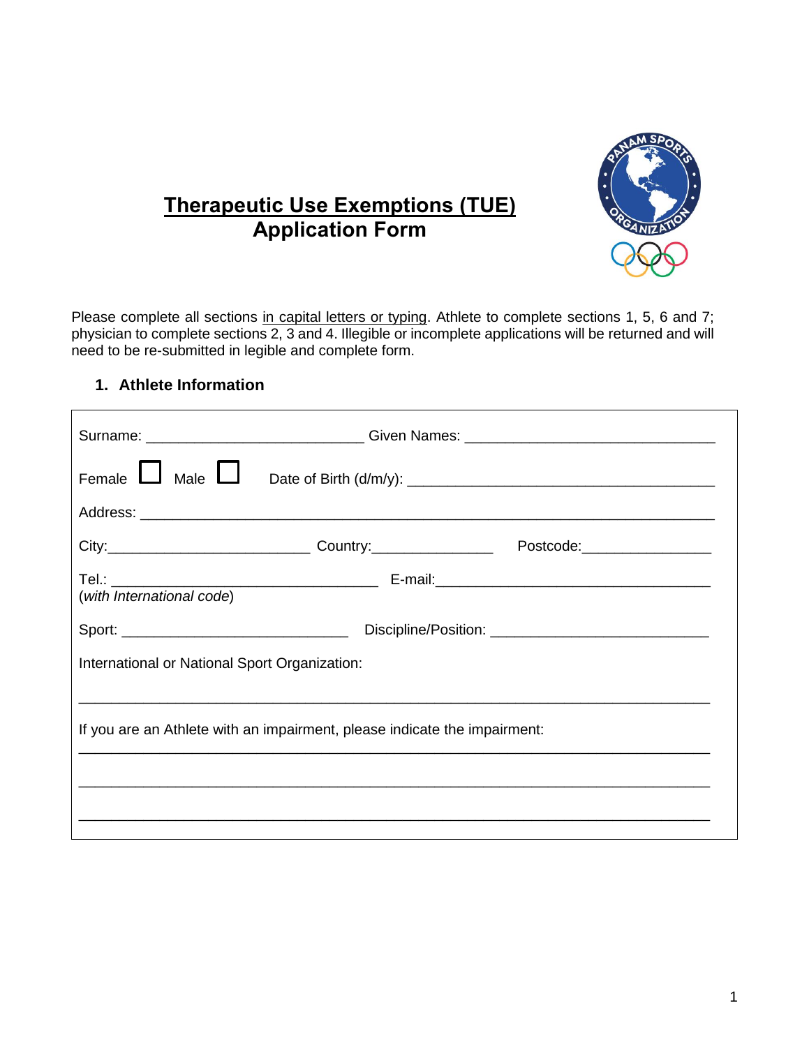# Therapeutic Use Exemptions (TUE)
# Application Form

Please complete all sections in capital letters or typing. Athlete to complete sections 1, 5, 6 and 7; physician to complete sections 2, 3 and 4. Illegible or incomplete applications will be returned and will need to be re-submitted in legible and complete form.

## 1. Athlete Information

Surname: ___________________________ Given Names: _______________________________

Female ☐ Male ☐ Date of Birth (d/m/y): ______________________________________

Address: _______________________________________________________________________

City:_________________________ Country:_______________ Postcode:________________

Tel.: _________________________________ E-mail:__________________________________
(*with International code*)

Sport: ____________________________ Discipline/Position: ___________________________

International or National Sport Organization:

______________________________________________________________________________

If you are an Athlete with an impairment, please indicate the impairment:

______________________________________________________________________________

______________________________________________________________________________

______________________________________________________________________________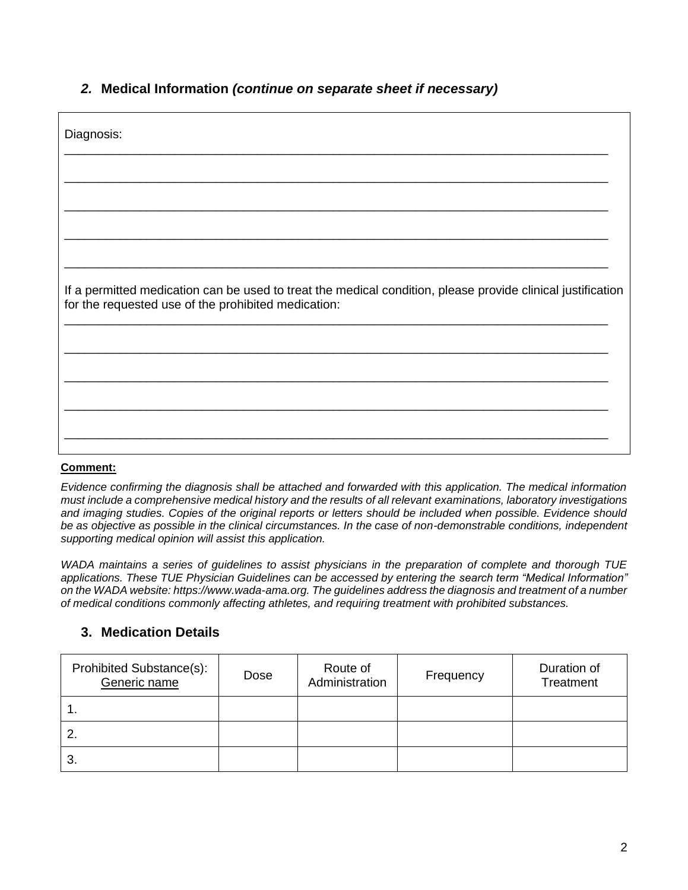## 2. Medical Information *(continue on separate sheet if necessary)*

Diagnosis:

_______________________________________________________________________________

_______________________________________________________________________________

_______________________________________________________________________________

_______________________________________________________________________________

_______________________________________________________________________________

If a permitted medication can be used to treat the medical condition, please provide clinical justification for the requested use of the prohibited medication:

_______________________________________________________________________________

_______________________________________________________________________________

_______________________________________________________________________________

_______________________________________________________________________________

_______________________________________________________________________________

**Comment:**

*Evidence confirming the diagnosis shall be attached and forwarded with this application. The medical information must include a comprehensive medical history and the results of all relevant examinations, laboratory investigations and imaging studies. Copies of the original reports or letters should be included when possible. Evidence should be as objective as possible in the clinical circumstances. In the case of non-demonstrable conditions, independent supporting medical opinion will assist this application.*

*WADA maintains a series of guidelines to assist physicians in the preparation of complete and thorough TUE applications. These TUE Physician Guidelines can be accessed by entering the search term "Medical Information" on the WADA website: https://www.wada-ama.org. The guidelines address the diagnosis and treatment of a number of medical conditions commonly affecting athletes, and requiring treatment with prohibited substances.*

## 3. Medication Details

| Prohibited Substance(s): Generic name | Dose | Route of Administration | Frequency | Duration of Treatment |
|---|---|---|---|---|
| 1. | | | | |
| 2. | | | | |
| 3. | | | | |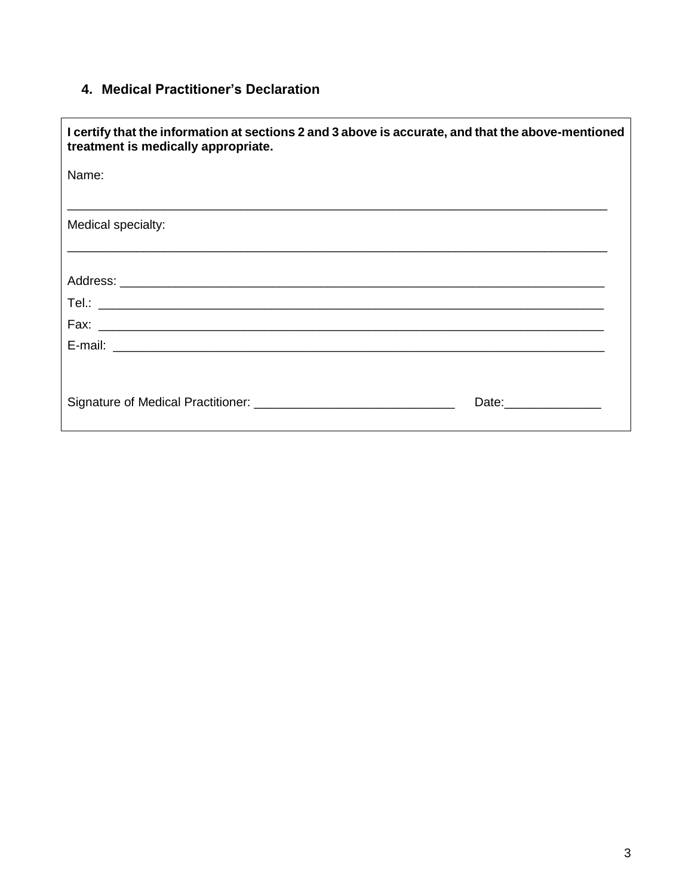## 4. Medical Practitioner's Declaration

**I certify that the information at sections 2 and 3 above is accurate, and that the above-mentioned treatment is medically appropriate.**

Name:

_______________________________________________________________________________

Medical specialty:

_______________________________________________________________________________

Address: ________________________________________________________________________

Tel.: ___________________________________________________________________________

Fax: ___________________________________________________________________________

E-mail: _________________________________________________________________________

Signature of Medical Practitioner: _____________________________ Date:______________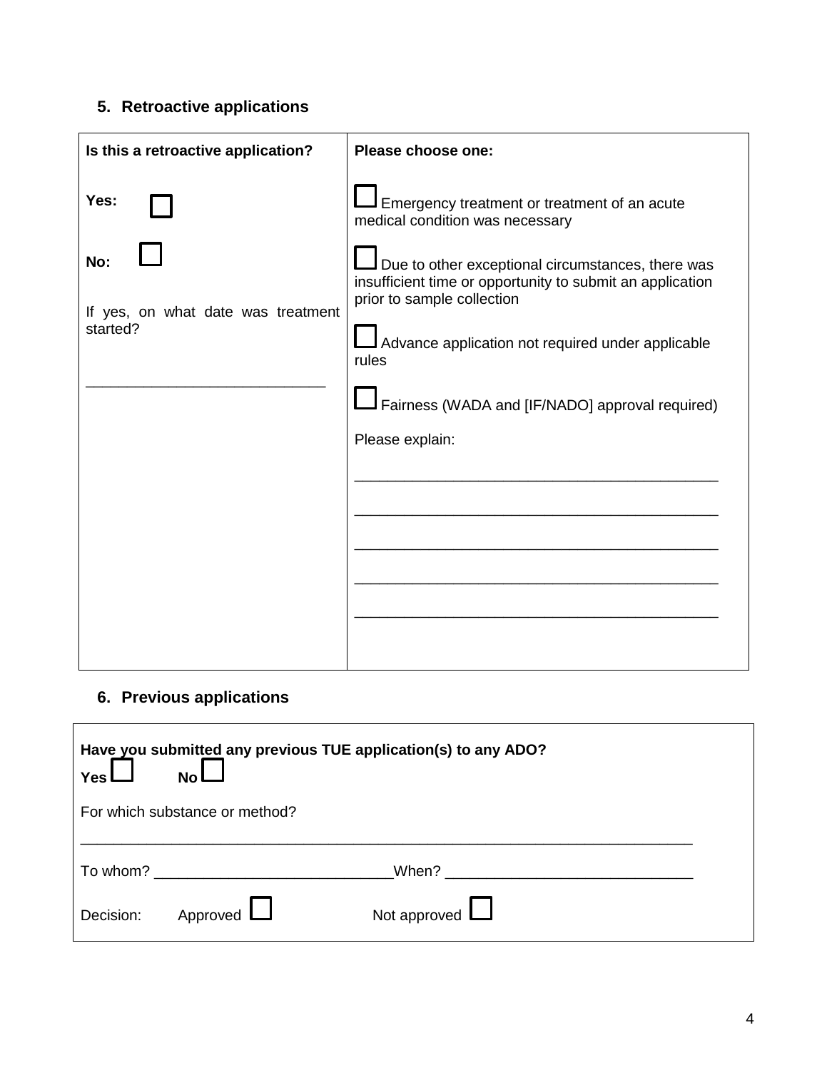## 5. Retroactive applications

| Is this a retroactive application? | Please choose one: |
|---|---|
| Yes: ☐<br><br>No: ☐<br><br>If yes, on what date was treatment started?<br><br>_____________________________ | ☐ Emergency treatment or treatment of an acute medical condition was necessary<br><br>☐ Due to other exceptional circumstances, there was insufficient time or opportunity to submit an application prior to sample collection<br><br>☐ Advance application not required under applicable rules<br><br>☐ Fairness (WADA and [IF/NADO] approval required)<br><br>Please explain:<br><br>_____________________________________________<br>_____________________________________________<br>_____________________________________________<br>_____________________________________________<br>_____________________________________________ |

## 6. Previous applications

**Have you submitted any previous TUE application(s) to any ADO?**

**Yes** ☐ **No** ☐

For which substance or method?

___________________________________________________________________________

To whom? _____________________________ When? ______________________________

Decision: Approved ☐ Not approved ☐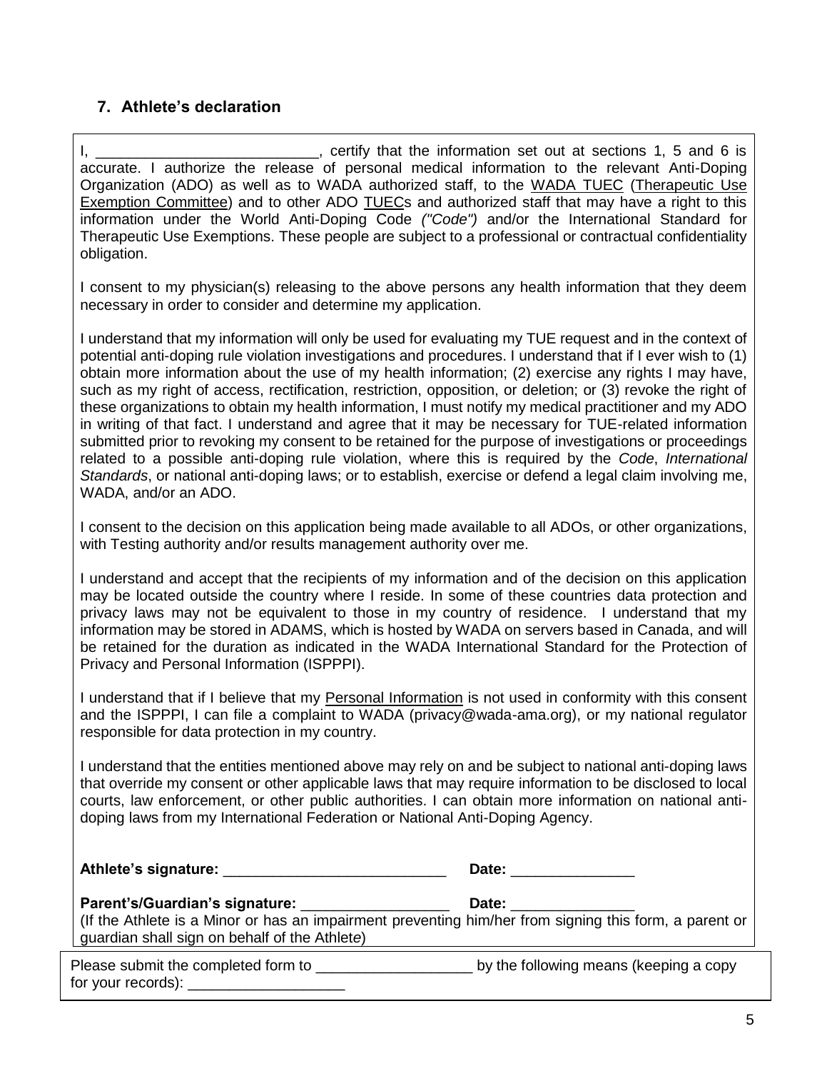## 7. Athlete's declaration

I, ___________________________, certify that the information set out at sections 1, 5 and 6 is accurate. I authorize the release of personal medical information to the relevant Anti-Doping Organization (ADO) as well as to WADA authorized staff, to the WADA TUEC (Therapeutic Use Exemption Committee) and to other ADO TUECs and authorized staff that may have a right to this information under the World Anti-Doping Code *("Code")* and/or the International Standard for Therapeutic Use Exemptions. These people are subject to a professional or contractual confidentiality obligation.

I consent to my physician(s) releasing to the above persons any health information that they deem necessary in order to consider and determine my application.

I understand that my information will only be used for evaluating my TUE request and in the context of potential anti-doping rule violation investigations and procedures. I understand that if I ever wish to (1) obtain more information about the use of my health information; (2) exercise any rights I may have, such as my right of access, rectification, restriction, opposition, or deletion; or (3) revoke the right of these organizations to obtain my health information, I must notify my medical practitioner and my ADO in writing of that fact. I understand and agree that it may be necessary for TUE-related information submitted prior to revoking my consent to be retained for the purpose of investigations or proceedings related to a possible anti-doping rule violation, where this is required by the *Code*, *International Standards*, or national anti-doping laws; or to establish, exercise or defend a legal claim involving me, WADA, and/or an ADO.

I consent to the decision on this application being made available to all ADOs, or other organizations, with Testing authority and/or results management authority over me.

I understand and accept that the recipients of my information and of the decision on this application may be located outside the country where I reside. In some of these countries data protection and privacy laws may not be equivalent to those in my country of residence. I understand that my information may be stored in ADAMS, which is hosted by WADA on servers based in Canada, and will be retained for the duration as indicated in the WADA International Standard for the Protection of Privacy and Personal Information (ISPPPI).

I understand that if I believe that my Personal Information is not used in conformity with this consent and the ISPPPI, I can file a complaint to WADA (privacy@wada-ama.org), or my national regulator responsible for data protection in my country.

I understand that the entities mentioned above may rely on and be subject to national anti-doping laws that override my consent or other applicable laws that may require information to be disclosed to local courts, law enforcement, or other public authorities. I can obtain more information on national anti-doping laws from my International Federation or National Anti-Doping Agency.

**Athlete's signature:** ___________________________ **Date:** _______________

**Parent's/Guardian's signature:** __________________ **Date:** _______________

(If the Athlete is a Minor or has an impairment preventing him/her from signing this form, a parent or guardian shall sign on behalf of the Athlete)

Please submit the completed form to __________________ by the following means (keeping a copy for your records): ___________________